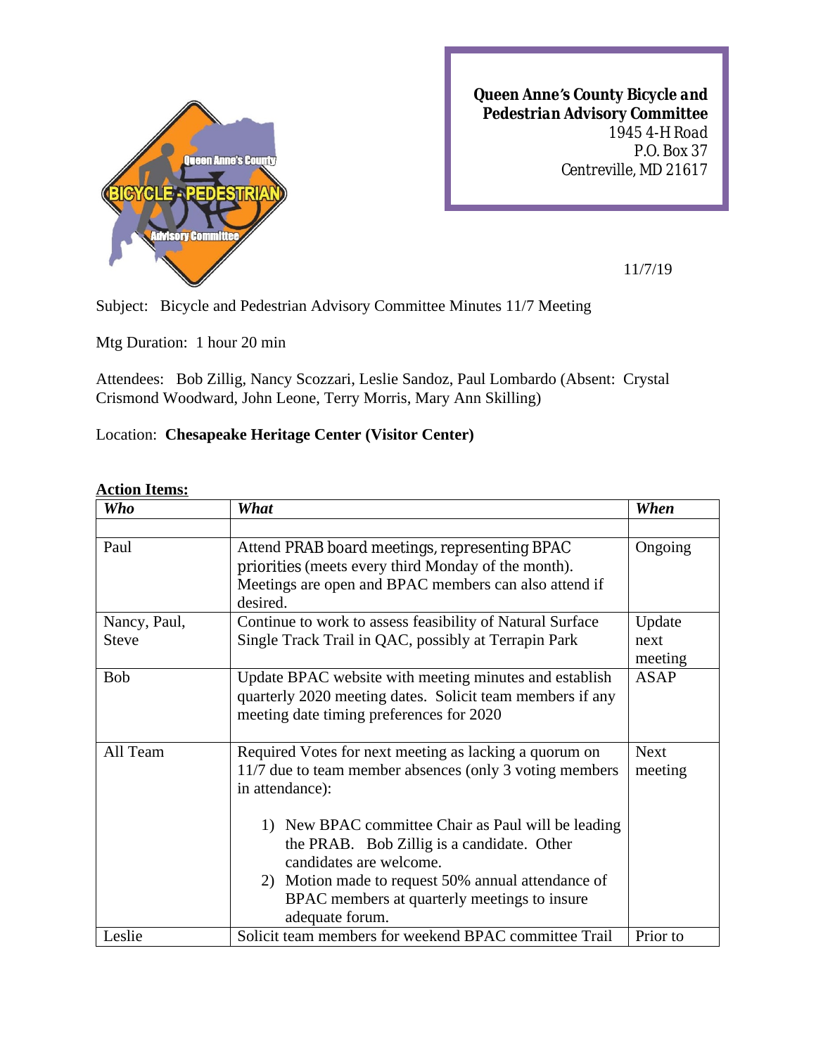**Queen Anne's County Bicycle and Pedestrian Advisory Committee**
1945 4-H Road
P.O. Box 37
Centreville, MD 21617

11/7/19

Subject: Bicycle and Pedestrian Advisory Committee Minutes 11/7 Meeting

Mtg Duration: 1 hour 20 min

Attendees: Bob Zillig, Nancy Scozzari, Leslie Sandoz, Paul Lombardo (Absent: Crystal Crismond Woodward, John Leone, Terry Morris, Mary Ann Skilling)

Location: **Chesapeake Heritage Center (Visitor Center)**

**Action Items:**

| *Who* | *What* | *When* |
|---|---|---|
| | | |
| Paul | Attend PRAB board meetings, representing BPAC priorities (meets every third Monday of the month). Meetings are open and BPAC members can also attend if desired. | Ongoing |
| Nancy, Paul, Steve | Continue to work to assess feasibility of Natural Surface Single Track Trail in QAC, possibly at Terrapin Park | Update next meeting |
| Bob | Update BPAC website with meeting minutes and establish quarterly 2020 meeting dates. Solicit team members if any meeting date timing preferences for 2020 | ASAP |
| All Team | Required Votes for next meeting as lacking a quorum on 11/7 due to team member absences (only 3 voting members in attendance):<br><br>1) New BPAC committee Chair as Paul will be leading the PRAB. Bob Zillig is a candidate. Other candidates are welcome.<br>2) Motion made to request 50% annual attendance of BPAC members at quarterly meetings to insure adequate forum. | Next meeting |
| Leslie | Solicit team members for weekend BPAC committee Trail | Prior to |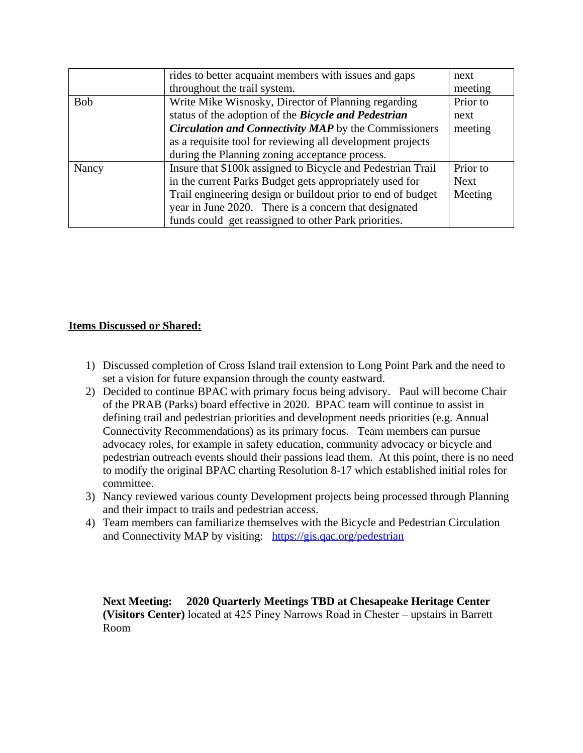| | | |
|---|---|---|
| | rides to better acquaint members with issues and gaps throughout the trail system. | next meeting |
| Bob | Write Mike Wisnosky, Director of Planning regarding status of the adoption of the ***Bicycle and Pedestrian Circulation and Connectivity MAP*** by the Commissioners as a requisite tool for reviewing all development projects during the Planning zoning acceptance process. | Prior to next meeting |
| Nancy | Insure that $100k assigned to Bicycle and Pedestrian Trail in the current Parks Budget gets appropriately used for Trail engineering design or buildout prior to end of budget year in June 2020. There is a concern that designated funds could get reassigned to other Park priorities. | Prior to Next Meeting |

**Items Discussed or Shared:**

1) Discussed completion of Cross Island trail extension to Long Point Park and the need to set a vision for future expansion through the county eastward.
2) Decided to continue BPAC with primary focus being advisory. Paul will become Chair of the PRAB (Parks) board effective in 2020. BPAC team will continue to assist in defining trail and pedestrian priorities and development needs priorities (e.g. Annual Connectivity Recommendations) as its primary focus. Team members can pursue advocacy roles, for example in safety education, community advocacy or bicycle and pedestrian outreach events should their passions lead them. At this point, there is no need to modify the original BPAC charting Resolution 8-17 which established initial roles for committee.
3) Nancy reviewed various county Development projects being processed through Planning and their impact to trails and pedestrian access.
4) Team members can familiarize themselves with the Bicycle and Pedestrian Circulation and Connectivity MAP by visiting: https://gis.qac.org/pedestrian

**Next Meeting: 2020 Quarterly Meetings TBD at Chesapeake Heritage Center (Visitors Center)** located at 425 Piney Narrows Road in Chester – upstairs in Barrett Room